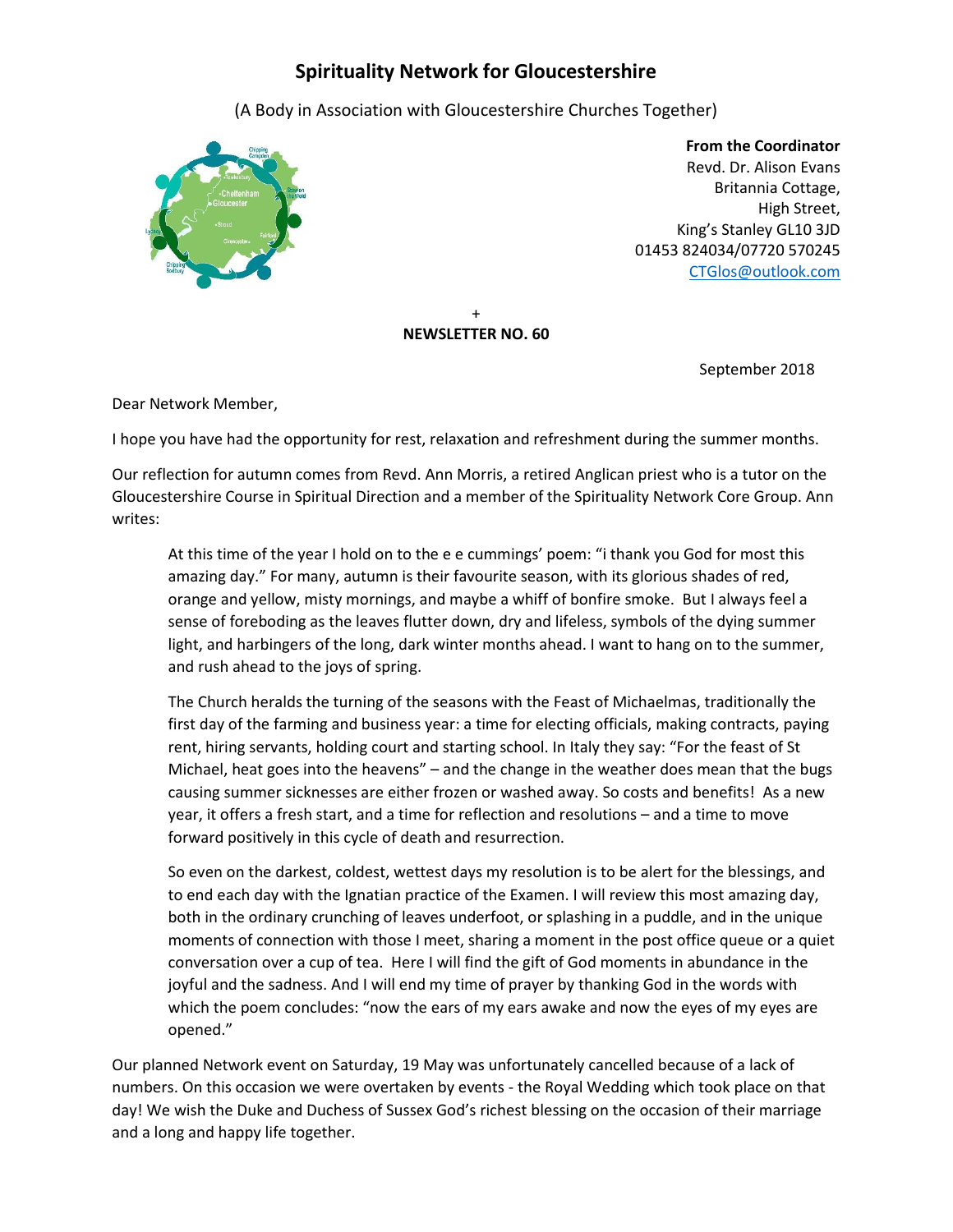# Spirituality Network for Gloucestershire

(A Body in Association with Gloucestershire Churches Together)

**From the Coordinator**
Revd. Dr. Alison Evans
Britannia Cottage,
High Street,
King's Stanley GL10 3JD
01453 824034/07720 570245
CTGlos@outlook.com

+

**NEWSLETTER NO. 60**

September 2018

Dear Network Member,

I hope you have had the opportunity for rest, relaxation and refreshment during the summer months.

Our reflection for autumn comes from Revd. Ann Morris, a retired Anglican priest who is a tutor on the Gloucestershire Course in Spiritual Direction and a member of the Spirituality Network Core Group. Ann writes:

> At this time of the year I hold on to the e e cummings' poem: "i thank you God for most this amazing day." For many, autumn is their favourite season, with its glorious shades of red, orange and yellow, misty mornings, and maybe a whiff of bonfire smoke. But I always feel a sense of foreboding as the leaves flutter down, dry and lifeless, symbols of the dying summer light, and harbingers of the long, dark winter months ahead. I want to hang on to the summer, and rush ahead to the joys of spring.
>
> The Church heralds the turning of the seasons with the Feast of Michaelmas, traditionally the first day of the farming and business year: a time for electing officials, making contracts, paying rent, hiring servants, holding court and starting school. In Italy they say: "For the feast of St Michael, heat goes into the heavens" – and the change in the weather does mean that the bugs causing summer sicknesses are either frozen or washed away. So costs and benefits! As a new year, it offers a fresh start, and a time for reflection and resolutions – and a time to move forward positively in this cycle of death and resurrection.
>
> So even on the darkest, coldest, wettest days my resolution is to be alert for the blessings, and to end each day with the Ignatian practice of the Examen. I will review this most amazing day, both in the ordinary crunching of leaves underfoot, or splashing in a puddle, and in the unique moments of connection with those I meet, sharing a moment in the post office queue or a quiet conversation over a cup of tea. Here I will find the gift of God moments in abundance in the joyful and the sadness. And I will end my time of prayer by thanking God in the words with which the poem concludes: "now the ears of my ears awake and now the eyes of my eyes are opened."

Our planned Network event on Saturday, 19 May was unfortunately cancelled because of a lack of numbers. On this occasion we were overtaken by events - the Royal Wedding which took place on that day! We wish the Duke and Duchess of Sussex God's richest blessing on the occasion of their marriage and a long and happy life together.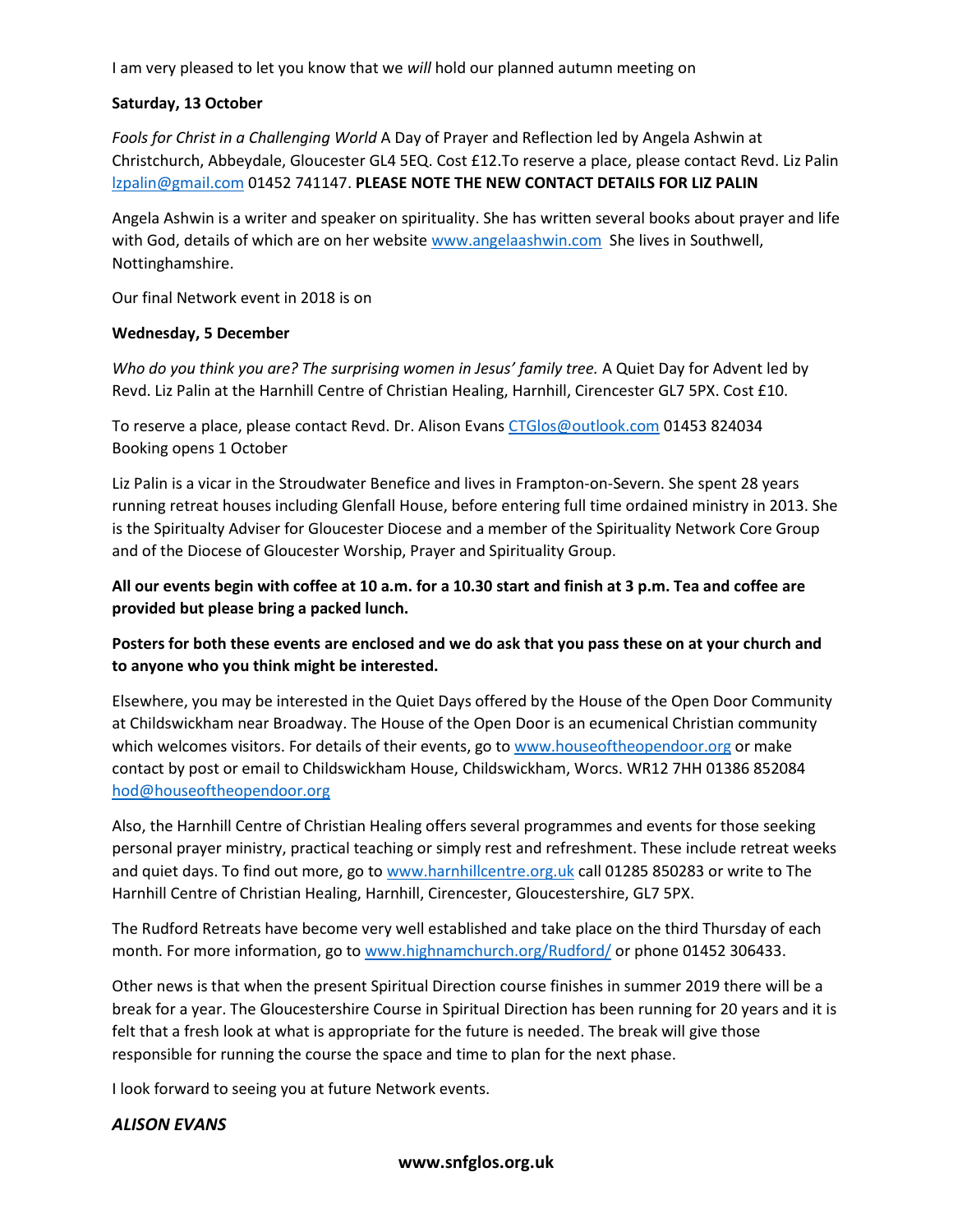I am very pleased to let you know that we *will* hold our planned autumn meeting on

**Saturday, 13 October**

*Fools for Christ in a Challenging World* A Day of Prayer and Reflection led by Angela Ashwin at Christchurch, Abbeydale, Gloucester GL4 5EQ. Cost £12.To reserve a place, please contact Revd. Liz Palin lzpalin@gmail.com 01452 741147. **PLEASE NOTE THE NEW CONTACT DETAILS FOR LIZ PALIN**

Angela Ashwin is a writer and speaker on spirituality. She has written several books about prayer and life with God, details of which are on her website www.angelaashwin.com She lives in Southwell, Nottinghamshire.

Our final Network event in 2018 is on

**Wednesday, 5 December**

*Who do you think you are? The surprising women in Jesus' family tree.* A Quiet Day for Advent led by Revd. Liz Palin at the Harnhill Centre of Christian Healing, Harnhill, Cirencester GL7 5PX. Cost £10.

To reserve a place, please contact Revd. Dr. Alison Evans CTGlos@outlook.com 01453 824034
Booking opens 1 October

Liz Palin is a vicar in the Stroudwater Benefice and lives in Frampton-on-Severn. She spent 28 years running retreat houses including Glenfall House, before entering full time ordained ministry in 2013. She is the Spiritualty Adviser for Gloucester Diocese and a member of the Spirituality Network Core Group and of the Diocese of Gloucester Worship, Prayer and Spirituality Group.

**All our events begin with coffee at 10 a.m. for a 10.30 start and finish at 3 p.m. Tea and coffee are provided but please bring a packed lunch.**

**Posters for both these events are enclosed and we do ask that you pass these on at your church and to anyone who you think might be interested.**

Elsewhere, you may be interested in the Quiet Days offered by the House of the Open Door Community at Childswickham near Broadway. The House of the Open Door is an ecumenical Christian community which welcomes visitors. For details of their events, go to www.houseoftheopendoor.org or make contact by post or email to Childswickham House, Childswickham, Worcs. WR12 7HH 01386 852084 hod@houseoftheopendoor.org

Also, the Harnhill Centre of Christian Healing offers several programmes and events for those seeking personal prayer ministry, practical teaching or simply rest and refreshment. These include retreat weeks and quiet days. To find out more, go to www.harnhillcentre.org.uk call 01285 850283 or write to The Harnhill Centre of Christian Healing, Harnhill, Cirencester, Gloucestershire, GL7 5PX.

The Rudford Retreats have become very well established and take place on the third Thursday of each month. For more information, go to www.highnamchurch.org/Rudford/ or phone 01452 306433.

Other news is that when the present Spiritual Direction course finishes in summer 2019 there will be a break for a year. The Gloucestershire Course in Spiritual Direction has been running for 20 years and it is felt that a fresh look at what is appropriate for the future is needed. The break will give those responsible for running the course the space and time to plan for the next phase.

I look forward to seeing you at future Network events.

***ALISON EVANS***

**www.snfglos.org.uk**